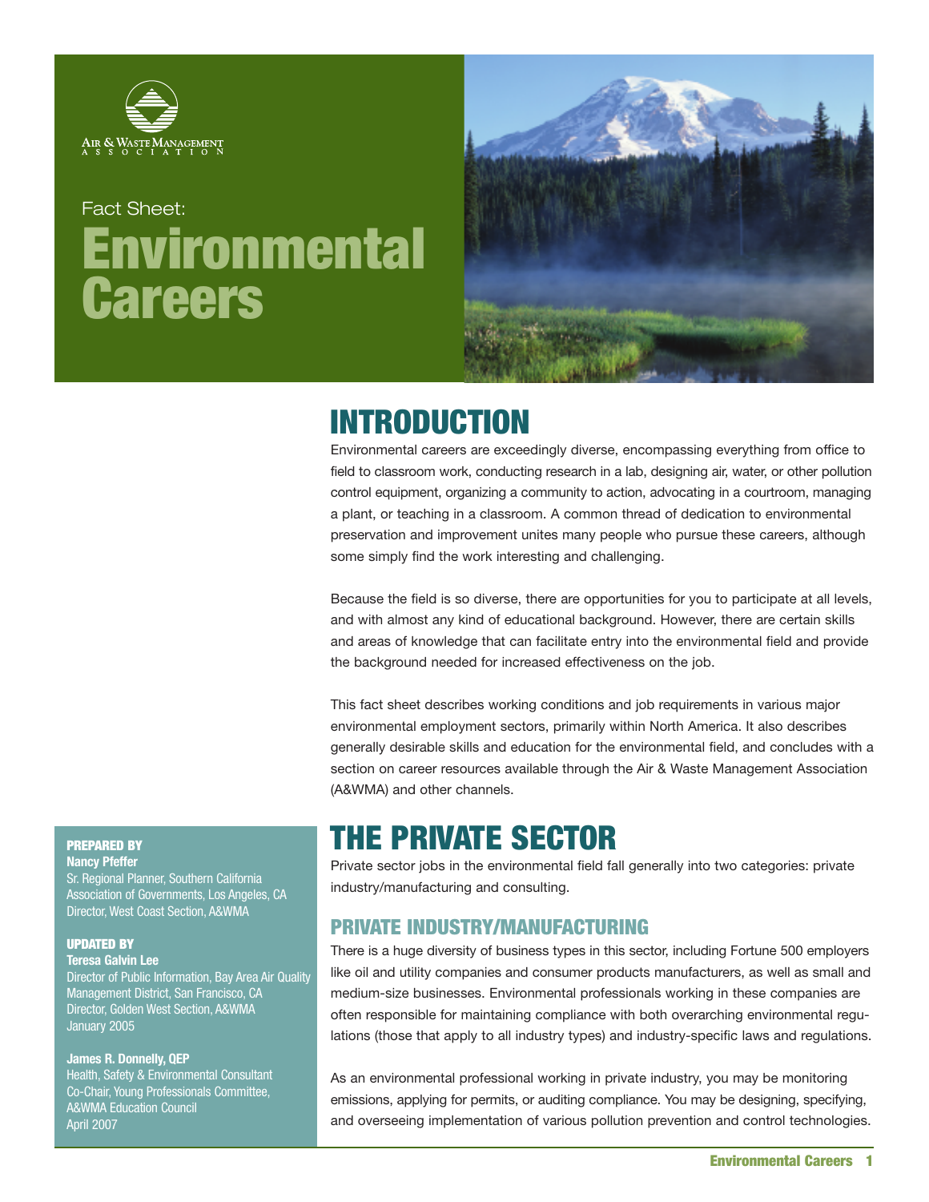Air & Waste Management Association

Fact Sheet:

# Environmental Careers

## INTRODUCTION

Environmental careers are exceedingly diverse, encompassing everything from office to field to classroom work, conducting research in a lab, designing air, water, or other pollution control equipment, organizing a community to action, advocating in a courtroom, managing a plant, or teaching in a classroom. A common thread of dedication to environmental preservation and improvement unites many people who pursue these careers, although some simply find the work interesting and challenging.

Because the field is so diverse, there are opportunities for you to participate at all levels, and with almost any kind of educational background. However, there are certain skills and areas of knowledge that can facilitate entry into the environmental field and provide the background needed for increased effectiveness on the job.

This fact sheet describes working conditions and job requirements in various major environmental employment sectors, primarily within North America. It also describes generally desirable skills and education for the environmental field, and concludes with a section on career resources available through the Air & Waste Management Association (A&WMA) and other channels.

**PREPARED BY**
**Nancy Pfeffer**
Sr. Regional Planner, Southern California Association of Governments, Los Angeles, CA
Director, West Coast Section, A&WMA

**UPDATED BY**
**Teresa Galvin Lee**
Director of Public Information, Bay Area Air Quality Management District, San Francisco, CA
Director, Golden West Section, A&WMA
January 2005

**James R. Donnelly, QEP**
Health, Safety & Environmental Consultant
Co-Chair, Young Professionals Committee, A&WMA Education Council
April 2007

## THE PRIVATE SECTOR

Private sector jobs in the environmental field fall generally into two categories: private industry/manufacturing and consulting.

### PRIVATE INDUSTRY/MANUFACTURING

There is a huge diversity of business types in this sector, including Fortune 500 employers like oil and utility companies and consumer products manufacturers, as well as small and medium-size businesses. Environmental professionals working in these companies are often responsible for maintaining compliance with both overarching environmental regulations (those that apply to all industry types) and industry-specific laws and regulations.

As an environmental professional working in private industry, you may be monitoring emissions, applying for permits, or auditing compliance. You may be designing, specifying, and overseeing implementation of various pollution prevention and control technologies.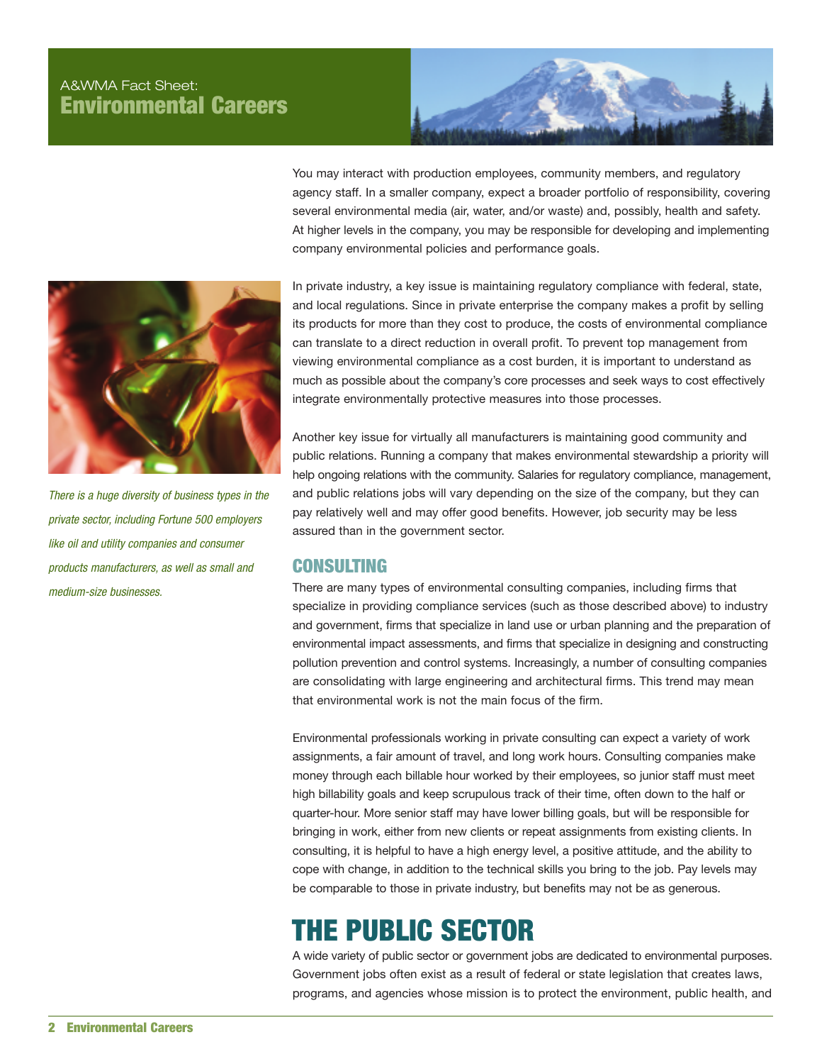You may interact with production employees, community members, and regulatory agency staff. In a smaller company, expect a broader portfolio of responsibility, covering several environmental media (air, water, and/or waste) and, possibly, health and safety. At higher levels in the company, you may be responsible for developing and implementing company environmental policies and performance goals.

*There is a huge diversity of business types in the private sector, including Fortune 500 employers like oil and utility companies and consumer products manufacturers, as well as small and medium-size businesses.*

In private industry, a key issue is maintaining regulatory compliance with federal, state, and local regulations. Since in private enterprise the company makes a profit by selling its products for more than they cost to produce, the costs of environmental compliance can translate to a direct reduction in overall profit. To prevent top management from viewing environmental compliance as a cost burden, it is important to understand as much as possible about the company's core processes and seek ways to cost effectively integrate environmentally protective measures into those processes.

Another key issue for virtually all manufacturers is maintaining good community and public relations. Running a company that makes environmental stewardship a priority will help ongoing relations with the community. Salaries for regulatory compliance, management, and public relations jobs will vary depending on the size of the company, but they can pay relatively well and may offer good benefits. However, job security may be less assured than in the government sector.

## CONSULTING

There are many types of environmental consulting companies, including firms that specialize in providing compliance services (such as those described above) to industry and government, firms that specialize in land use or urban planning and the preparation of environmental impact assessments, and firms that specialize in designing and constructing pollution prevention and control systems. Increasingly, a number of consulting companies are consolidating with large engineering and architectural firms. This trend may mean that environmental work is not the main focus of the firm.

Environmental professionals working in private consulting can expect a variety of work assignments, a fair amount of travel, and long work hours. Consulting companies make money through each billable hour worked by their employees, so junior staff must meet high billability goals and keep scrupulous track of their time, often down to the half or quarter-hour. More senior staff may have lower billing goals, but will be responsible for bringing in work, either from new clients or repeat assignments from existing clients. In consulting, it is helpful to have a high energy level, a positive attitude, and the ability to cope with change, in addition to the technical skills you bring to the job. Pay levels may be comparable to those in private industry, but benefits may not be as generous.

# THE PUBLIC SECTOR

A wide variety of public sector or government jobs are dedicated to environmental purposes. Government jobs often exist as a result of federal or state legislation that creates laws, programs, and agencies whose mission is to protect the environment, public health, and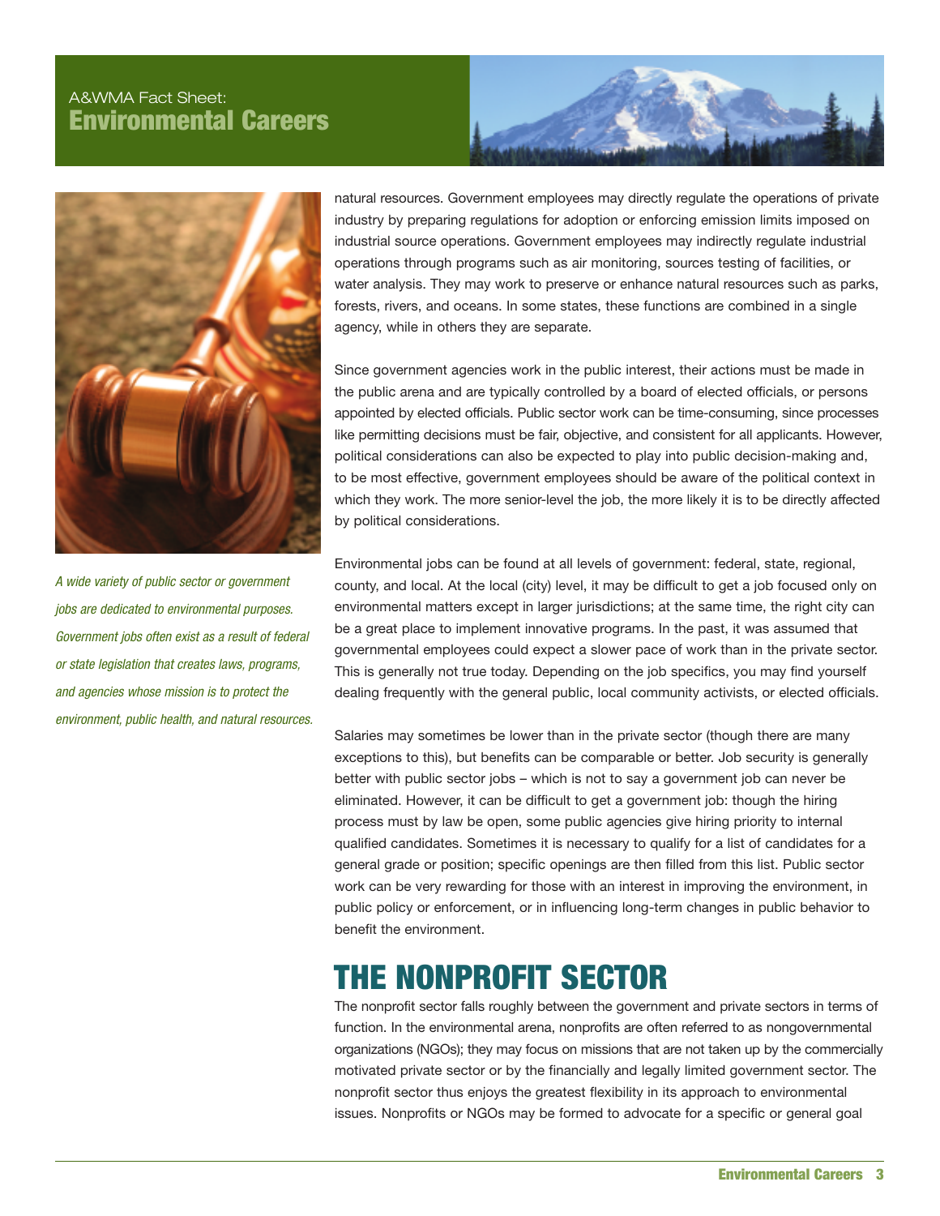*A wide variety of public sector or government jobs are dedicated to environmental purposes. Government jobs often exist as a result of federal or state legislation that creates laws, programs, and agencies whose mission is to protect the environment, public health, and natural resources.*

natural resources. Government employees may directly regulate the operations of private industry by preparing regulations for adoption or enforcing emission limits imposed on industrial source operations. Government employees may indirectly regulate industrial operations through programs such as air monitoring, sources testing of facilities, or water analysis. They may work to preserve or enhance natural resources such as parks, forests, rivers, and oceans. In some states, these functions are combined in a single agency, while in others they are separate.

Since government agencies work in the public interest, their actions must be made in the public arena and are typically controlled by a board of elected officials, or persons appointed by elected officials. Public sector work can be time-consuming, since processes like permitting decisions must be fair, objective, and consistent for all applicants. However, political considerations can also be expected to play into public decision-making and, to be most effective, government employees should be aware of the political context in which they work. The more senior-level the job, the more likely it is to be directly affected by political considerations.

Environmental jobs can be found at all levels of government: federal, state, regional, county, and local. At the local (city) level, it may be difficult to get a job focused only on environmental matters except in larger jurisdictions; at the same time, the right city can be a great place to implement innovative programs. In the past, it was assumed that governmental employees could expect a slower pace of work than in the private sector. This is generally not true today. Depending on the job specifics, you may find yourself dealing frequently with the general public, local community activists, or elected officials.

Salaries may sometimes be lower than in the private sector (though there are many exceptions to this), but benefits can be comparable or better. Job security is generally better with public sector jobs – which is not to say a government job can never be eliminated. However, it can be difficult to get a government job: though the hiring process must by law be open, some public agencies give hiring priority to internal qualified candidates. Sometimes it is necessary to qualify for a list of candidates for a general grade or position; specific openings are then filled from this list. Public sector work can be very rewarding for those with an interest in improving the environment, in public policy or enforcement, or in influencing long-term changes in public behavior to benefit the environment.

## THE NONPROFIT SECTOR

The nonprofit sector falls roughly between the government and private sectors in terms of function. In the environmental arena, nonprofits are often referred to as nongovernmental organizations (NGOs); they may focus on missions that are not taken up by the commercially motivated private sector or by the financially and legally limited government sector. The nonprofit sector thus enjoys the greatest flexibility in its approach to environmental issues. Nonprofits or NGOs may be formed to advocate for a specific or general goal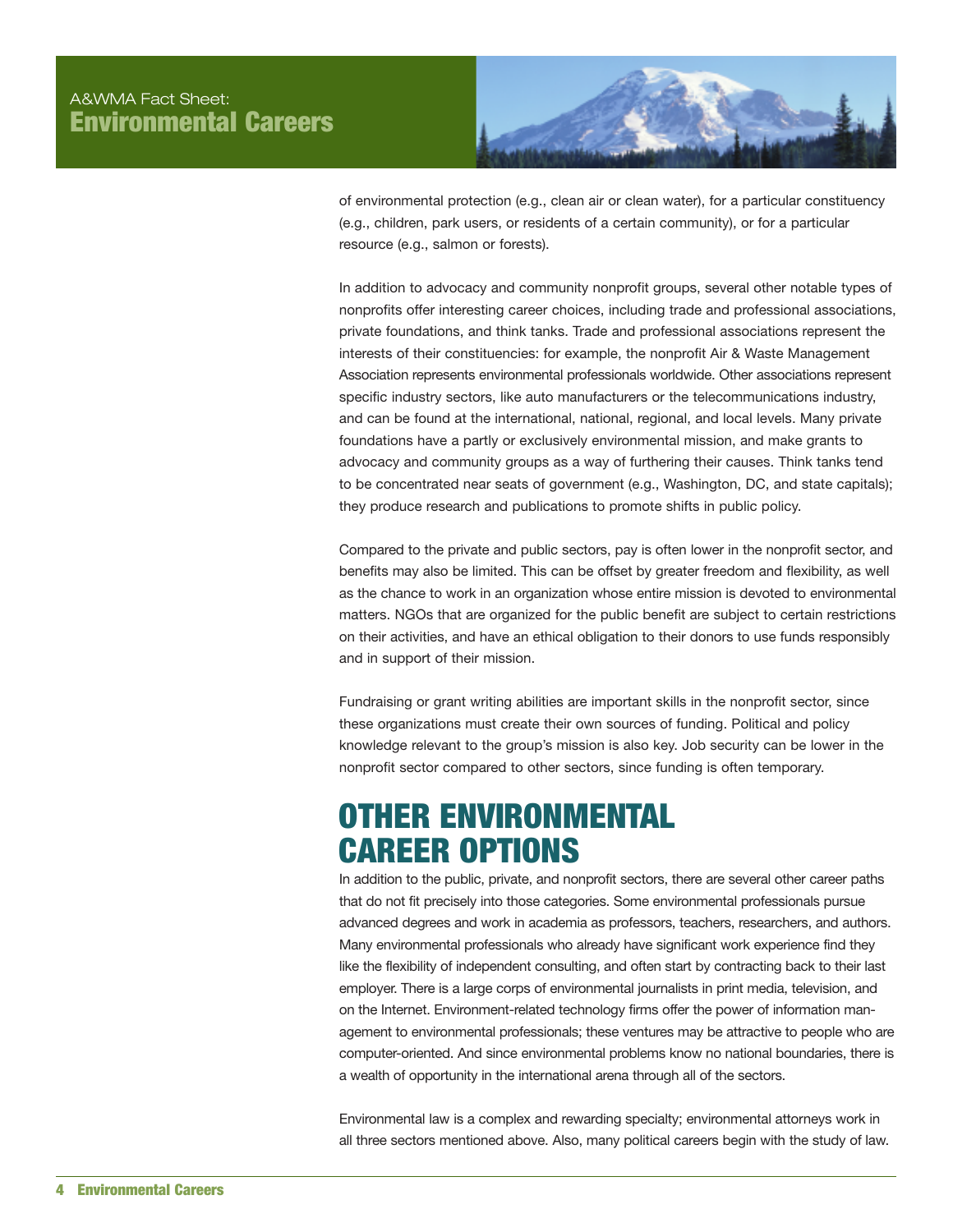of environmental protection (e.g., clean air or clean water), for a particular constituency (e.g., children, park users, or residents of a certain community), or for a particular resource (e.g., salmon or forests).

In addition to advocacy and community nonprofit groups, several other notable types of nonprofits offer interesting career choices, including trade and professional associations, private foundations, and think tanks. Trade and professional associations represent the interests of their constituencies: for example, the nonprofit Air & Waste Management Association represents environmental professionals worldwide. Other associations represent specific industry sectors, like auto manufacturers or the telecommunications industry, and can be found at the international, national, regional, and local levels. Many private foundations have a partly or exclusively environmental mission, and make grants to advocacy and community groups as a way of furthering their causes. Think tanks tend to be concentrated near seats of government (e.g., Washington, DC, and state capitals); they produce research and publications to promote shifts in public policy.

Compared to the private and public sectors, pay is often lower in the nonprofit sector, and benefits may also be limited. This can be offset by greater freedom and flexibility, as well as the chance to work in an organization whose entire mission is devoted to environmental matters. NGOs that are organized for the public benefit are subject to certain restrictions on their activities, and have an ethical obligation to their donors to use funds responsibly and in support of their mission.

Fundraising or grant writing abilities are important skills in the nonprofit sector, since these organizations must create their own sources of funding. Political and policy knowledge relevant to the group's mission is also key. Job security can be lower in the nonprofit sector compared to other sectors, since funding is often temporary.

## OTHER ENVIRONMENTAL CAREER OPTIONS

In addition to the public, private, and nonprofit sectors, there are several other career paths that do not fit precisely into those categories. Some environmental professionals pursue advanced degrees and work in academia as professors, teachers, researchers, and authors. Many environmental professionals who already have significant work experience find they like the flexibility of independent consulting, and often start by contracting back to their last employer. There is a large corps of environmental journalists in print media, television, and on the Internet. Environment-related technology firms offer the power of information management to environmental professionals; these ventures may be attractive to people who are computer-oriented. And since environmental problems know no national boundaries, there is a wealth of opportunity in the international arena through all of the sectors.

Environmental law is a complex and rewarding specialty; environmental attorneys work in all three sectors mentioned above. Also, many political careers begin with the study of law.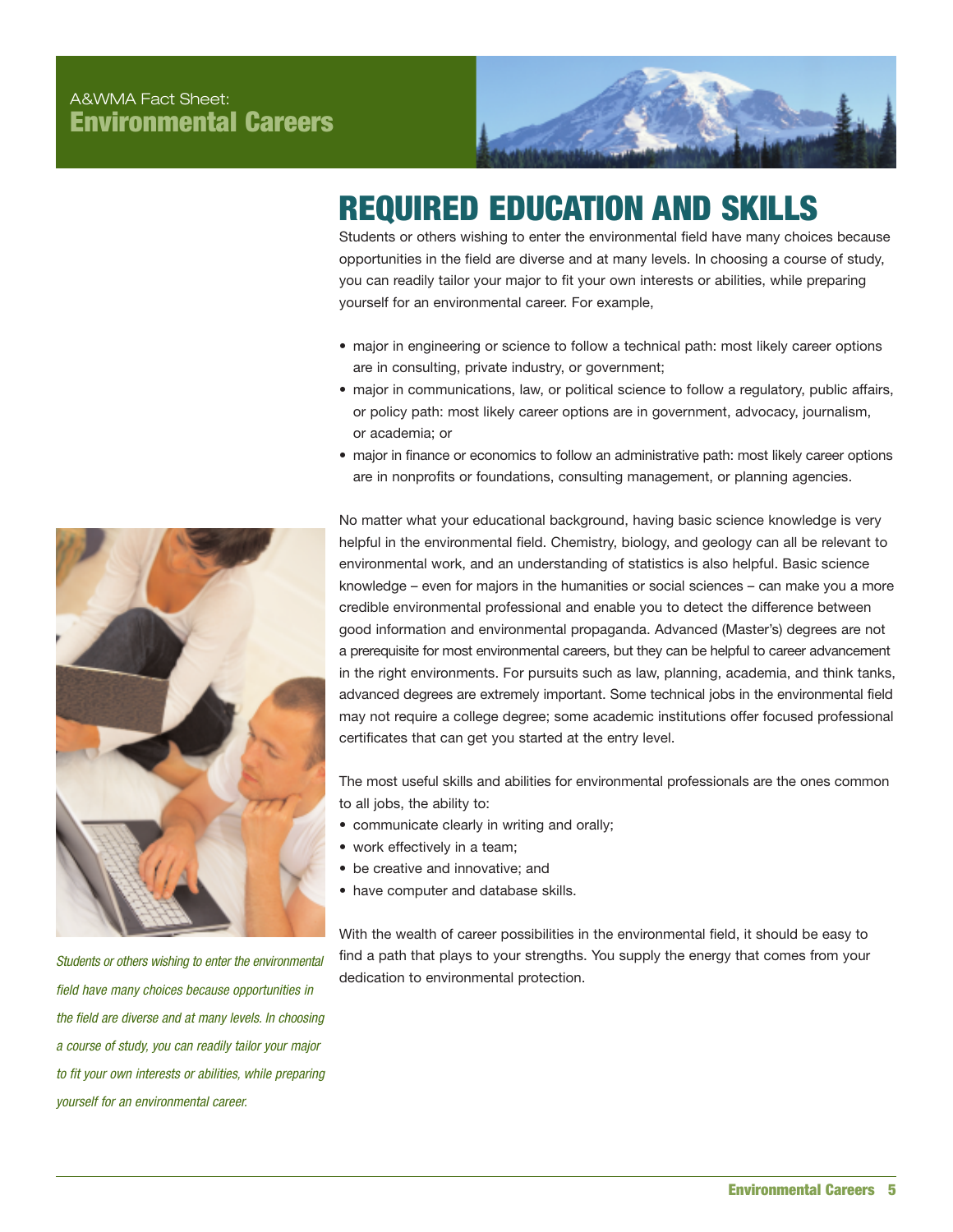# REQUIRED EDUCATION AND SKILLS

Students or others wishing to enter the environmental field have many choices because opportunities in the field are diverse and at many levels. In choosing a course of study, you can readily tailor your major to fit your own interests or abilities, while preparing yourself for an environmental career. For example,

- major in engineering or science to follow a technical path: most likely career options are in consulting, private industry, or government;
- major in communications, law, or political science to follow a regulatory, public affairs, or policy path: most likely career options are in government, advocacy, journalism, or academia; or
- major in finance or economics to follow an administrative path: most likely career options are in nonprofits or foundations, consulting management, or planning agencies.

No matter what your educational background, having basic science knowledge is very helpful in the environmental field. Chemistry, biology, and geology can all be relevant to environmental work, and an understanding of statistics is also helpful. Basic science knowledge – even for majors in the humanities or social sciences – can make you a more credible environmental professional and enable you to detect the difference between good information and environmental propaganda. Advanced (Master's) degrees are not a prerequisite for most environmental careers, but they can be helpful to career advancement in the right environments. For pursuits such as law, planning, academia, and think tanks, advanced degrees are extremely important. Some technical jobs in the environmental field may not require a college degree; some academic institutions offer focused professional certificates that can get you started at the entry level.

The most useful skills and abilities for environmental professionals are the ones common to all jobs, the ability to:

- communicate clearly in writing and orally;
- work effectively in a team;
- be creative and innovative; and
- have computer and database skills.

With the wealth of career possibilities in the environmental field, it should be easy to find a path that plays to your strengths. You supply the energy that comes from your dedication to environmental protection.

*Students or others wishing to enter the environmental field have many choices because opportunities in the field are diverse and at many levels. In choosing a course of study, you can readily tailor your major to fit your own interests or abilities, while preparing yourself for an environmental career.*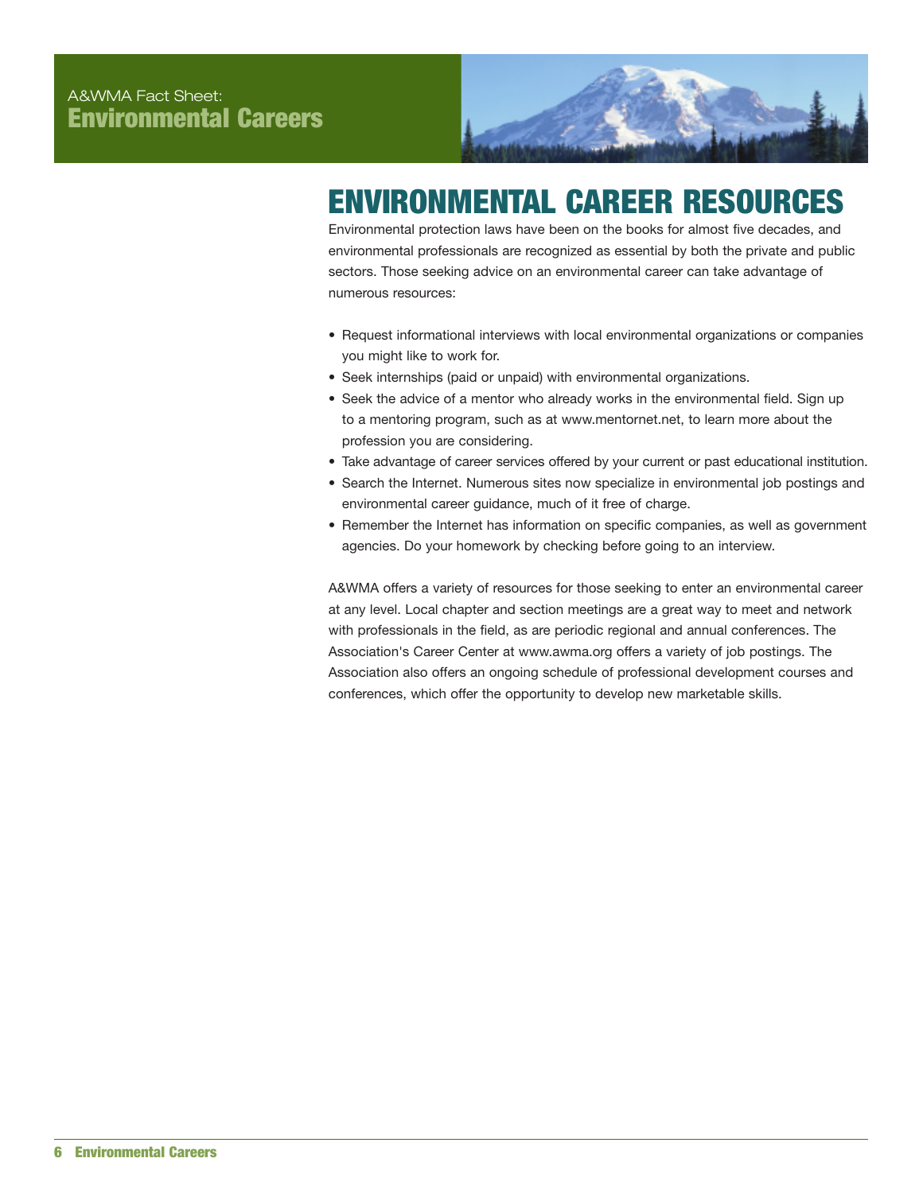# ENVIRONMENTAL CAREER RESOURCES

Environmental protection laws have been on the books for almost five decades, and environmental professionals are recognized as essential by both the private and public sectors. Those seeking advice on an environmental career can take advantage of numerous resources:

- Request informational interviews with local environmental organizations or companies you might like to work for.
- Seek internships (paid or unpaid) with environmental organizations.
- Seek the advice of a mentor who already works in the environmental field. Sign up to a mentoring program, such as at www.mentornet.net, to learn more about the profession you are considering.
- Take advantage of career services offered by your current or past educational institution.
- Search the Internet. Numerous sites now specialize in environmental job postings and environmental career guidance, much of it free of charge.
- Remember the Internet has information on specific companies, as well as government agencies. Do your homework by checking before going to an interview.

A&WMA offers a variety of resources for those seeking to enter an environmental career at any level. Local chapter and section meetings are a great way to meet and network with professionals in the field, as are periodic regional and annual conferences. The Association's Career Center at www.awma.org offers a variety of job postings. The Association also offers an ongoing schedule of professional development courses and conferences, which offer the opportunity to develop new marketable skills.